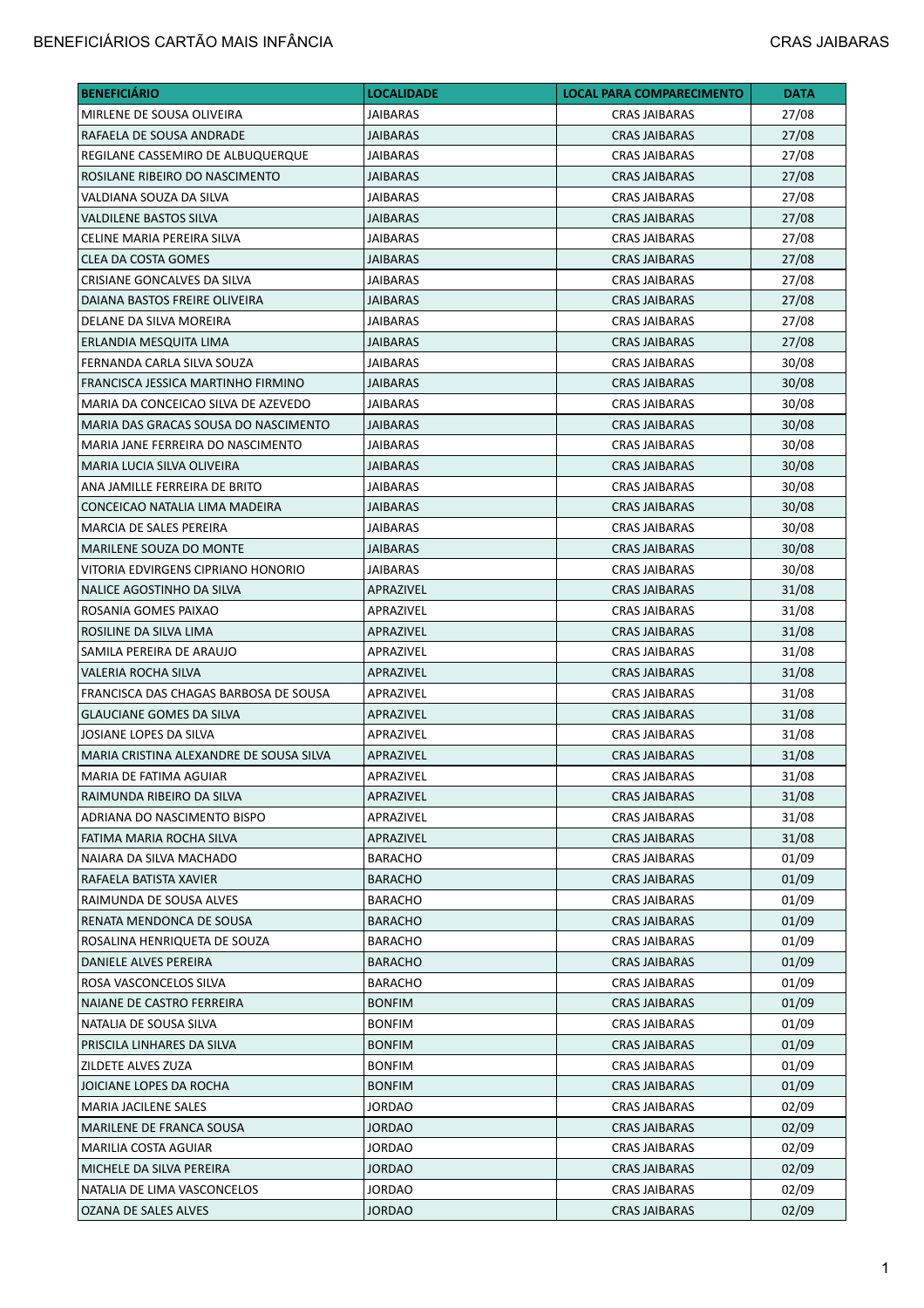BENEFICIÁRIOS CARTÃO MAIS INFÂNCIA

CRAS JAIBARAS

| BENEFICIÁRIO | LOCALIDADE | LOCAL PARA COMPARECIMENTO | DATA |
|---|---|---|---|
| MIRLENE DE SOUSA OLIVEIRA | JAIBARAS | CRAS JAIBARAS | 27/08 |
| RAFAELA DE SOUSA ANDRADE | JAIBARAS | CRAS JAIBARAS | 27/08 |
| REGILANE CASSEMIRO DE ALBUQUERQUE | JAIBARAS | CRAS JAIBARAS | 27/08 |
| ROSILANE RIBEIRO DO NASCIMENTO | JAIBARAS | CRAS JAIBARAS | 27/08 |
| VALDIANA SOUZA DA SILVA | JAIBARAS | CRAS JAIBARAS | 27/08 |
| VALDILENE BASTOS SILVA | JAIBARAS | CRAS JAIBARAS | 27/08 |
| CELINE MARIA PEREIRA SILVA | JAIBARAS | CRAS JAIBARAS | 27/08 |
| CLEA DA COSTA GOMES | JAIBARAS | CRAS JAIBARAS | 27/08 |
| CRISIANE GONCALVES DA SILVA | JAIBARAS | CRAS JAIBARAS | 27/08 |
| DAIANA BASTOS FREIRE OLIVEIRA | JAIBARAS | CRAS JAIBARAS | 27/08 |
| DELANE DA SILVA MOREIRA | JAIBARAS | CRAS JAIBARAS | 27/08 |
| ERLANDIA MESQUITA LIMA | JAIBARAS | CRAS JAIBARAS | 27/08 |
| FERNANDA CARLA SILVA SOUZA | JAIBARAS | CRAS JAIBARAS | 30/08 |
| FRANCISCA JESSICA MARTINHO FIRMINO | JAIBARAS | CRAS JAIBARAS | 30/08 |
| MARIA DA CONCEICAO SILVA DE AZEVEDO | JAIBARAS | CRAS JAIBARAS | 30/08 |
| MARIA DAS GRACAS SOUSA DO NASCIMENTO | JAIBARAS | CRAS JAIBARAS | 30/08 |
| MARIA JANE FERREIRA DO NASCIMENTO | JAIBARAS | CRAS JAIBARAS | 30/08 |
| MARIA LUCIA SILVA OLIVEIRA | JAIBARAS | CRAS JAIBARAS | 30/08 |
| ANA JAMILLE FERREIRA DE BRITO | JAIBARAS | CRAS JAIBARAS | 30/08 |
| CONCEICAO NATALIA LIMA MADEIRA | JAIBARAS | CRAS JAIBARAS | 30/08 |
| MARCIA DE SALES PEREIRA | JAIBARAS | CRAS JAIBARAS | 30/08 |
| MARILENE SOUZA DO MONTE | JAIBARAS | CRAS JAIBARAS | 30/08 |
| VITORIA EDVIRGENS CIPRIANO HONORIO | JAIBARAS | CRAS JAIBARAS | 30/08 |
| NALICE AGOSTINHO DA SILVA | APRAZIVEL | CRAS JAIBARAS | 31/08 |
| ROSANIA GOMES PAIXAO | APRAZIVEL | CRAS JAIBARAS | 31/08 |
| ROSILINE DA SILVA LIMA | APRAZIVEL | CRAS JAIBARAS | 31/08 |
| SAMILA PEREIRA DE ARAUJO | APRAZIVEL | CRAS JAIBARAS | 31/08 |
| VALERIA ROCHA SILVA | APRAZIVEL | CRAS JAIBARAS | 31/08 |
| FRANCISCA DAS CHAGAS BARBOSA DE SOUSA | APRAZIVEL | CRAS JAIBARAS | 31/08 |
| GLAUCIANE GOMES DA SILVA | APRAZIVEL | CRAS JAIBARAS | 31/08 |
| JOSIANE LOPES DA SILVA | APRAZIVEL | CRAS JAIBARAS | 31/08 |
| MARIA CRISTINA ALEXANDRE DE SOUSA SILVA | APRAZIVEL | CRAS JAIBARAS | 31/08 |
| MARIA DE FATIMA AGUIAR | APRAZIVEL | CRAS JAIBARAS | 31/08 |
| RAIMUNDA RIBEIRO DA SILVA | APRAZIVEL | CRAS JAIBARAS | 31/08 |
| ADRIANA DO NASCIMENTO BISPO | APRAZIVEL | CRAS JAIBARAS | 31/08 |
| FATIMA MARIA ROCHA SILVA | APRAZIVEL | CRAS JAIBARAS | 31/08 |
| NAIARA DA SILVA MACHADO | BARACHO | CRAS JAIBARAS | 01/09 |
| RAFAELA BATISTA XAVIER | BARACHO | CRAS JAIBARAS | 01/09 |
| RAIMUNDA DE SOUSA ALVES | BARACHO | CRAS JAIBARAS | 01/09 |
| RENATA MENDONCA DE SOUSA | BARACHO | CRAS JAIBARAS | 01/09 |
| ROSALINA HENRIQUETA DE SOUZA | BARACHO | CRAS JAIBARAS | 01/09 |
| DANIELE ALVES PEREIRA | BARACHO | CRAS JAIBARAS | 01/09 |
| ROSA VASCONCELOS SILVA | BARACHO | CRAS JAIBARAS | 01/09 |
| NAIANE DE CASTRO FERREIRA | BONFIM | CRAS JAIBARAS | 01/09 |
| NATALIA DE SOUSA SILVA | BONFIM | CRAS JAIBARAS | 01/09 |
| PRISCILA LINHARES DA SILVA | BONFIM | CRAS JAIBARAS | 01/09 |
| ZILDETE ALVES ZUZA | BONFIM | CRAS JAIBARAS | 01/09 |
| JOICIANE LOPES DA ROCHA | BONFIM | CRAS JAIBARAS | 01/09 |
| MARIA JACILENE SALES | JORDAO | CRAS JAIBARAS | 02/09 |
| MARILENE DE FRANCA SOUSA | JORDAO | CRAS JAIBARAS | 02/09 |
| MARILIA COSTA AGUIAR | JORDAO | CRAS JAIBARAS | 02/09 |
| MICHELE DA SILVA PEREIRA | JORDAO | CRAS JAIBARAS | 02/09 |
| NATALIA DE LIMA VASCONCELOS | JORDAO | CRAS JAIBARAS | 02/09 |
| OZANA DE SALES ALVES | JORDAO | CRAS JAIBARAS | 02/09 |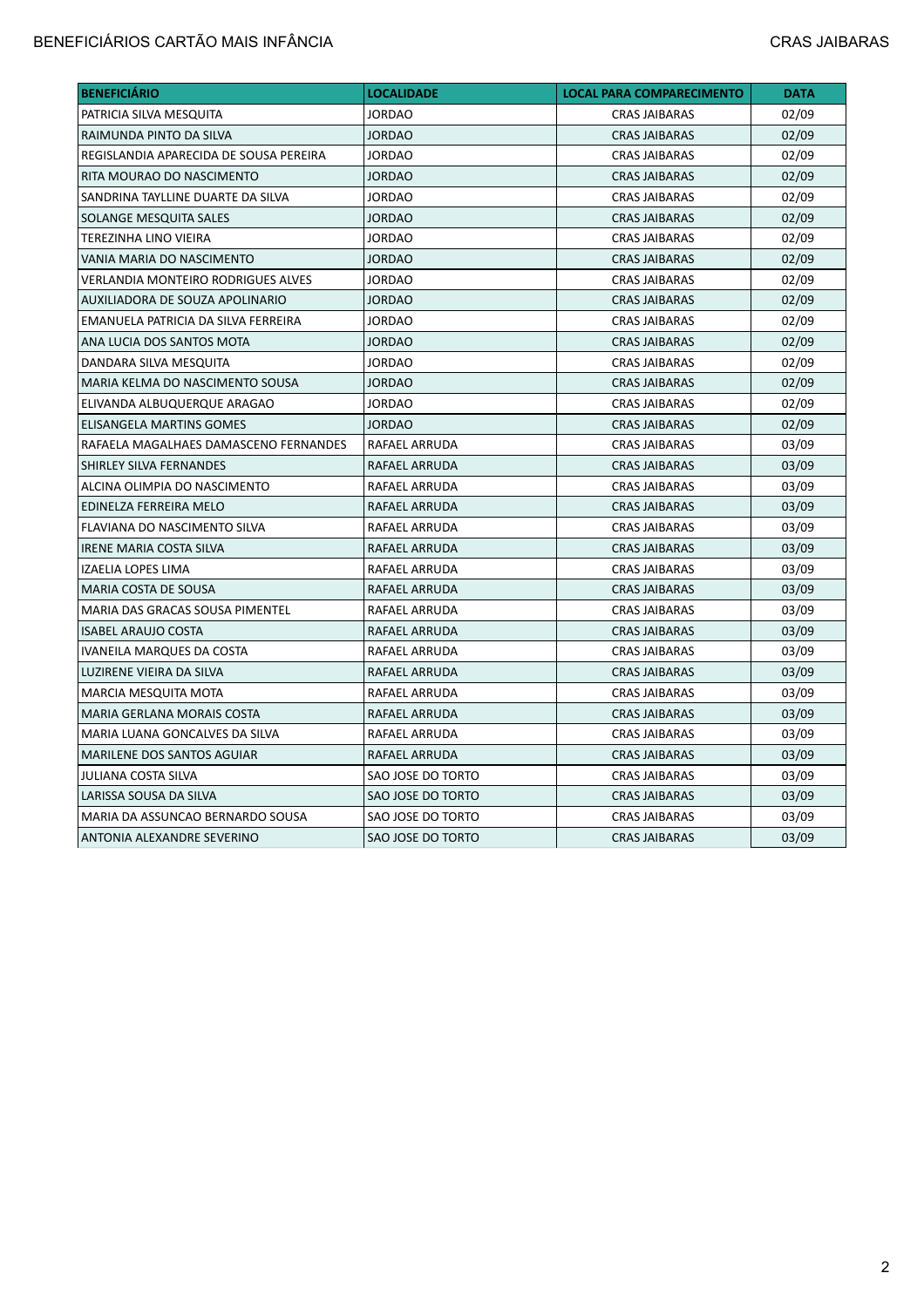| BENEFICIÁRIO | LOCALIDADE | LOCAL PARA COMPARECIMENTO | DATA |
|---|---|---|---|
| PATRICIA SILVA MESQUITA | JORDAO | CRAS JAIBARAS | 02/09 |
| RAIMUNDA PINTO DA SILVA | JORDAO | CRAS JAIBARAS | 02/09 |
| REGISLANDIA APARECIDA DE SOUSA PEREIRA | JORDAO | CRAS JAIBARAS | 02/09 |
| RITA MOURAO DO NASCIMENTO | JORDAO | CRAS JAIBARAS | 02/09 |
| SANDRINA TAYLLINE DUARTE DA SILVA | JORDAO | CRAS JAIBARAS | 02/09 |
| SOLANGE MESQUITA SALES | JORDAO | CRAS JAIBARAS | 02/09 |
| TEREZINHA LINO VIEIRA | JORDAO | CRAS JAIBARAS | 02/09 |
| VANIA MARIA DO NASCIMENTO | JORDAO | CRAS JAIBARAS | 02/09 |
| VERLANDIA MONTEIRO RODRIGUES ALVES | JORDAO | CRAS JAIBARAS | 02/09 |
| AUXILIADORA DE SOUZA APOLINARIO | JORDAO | CRAS JAIBARAS | 02/09 |
| EMANUELA PATRICIA DA SILVA FERREIRA | JORDAO | CRAS JAIBARAS | 02/09 |
| ANA LUCIA DOS SANTOS MOTA | JORDAO | CRAS JAIBARAS | 02/09 |
| DANDARA SILVA MESQUITA | JORDAO | CRAS JAIBARAS | 02/09 |
| MARIA KELMA DO NASCIMENTO SOUSA | JORDAO | CRAS JAIBARAS | 02/09 |
| ELIVANDA ALBUQUERQUE ARAGAO | JORDAO | CRAS JAIBARAS | 02/09 |
| ELISANGELA MARTINS GOMES | JORDAO | CRAS JAIBARAS | 02/09 |
| RAFAELA MAGALHAES DAMASCENO FERNANDES | RAFAEL ARRUDA | CRAS JAIBARAS | 03/09 |
| SHIRLEY SILVA FERNANDES | RAFAEL ARRUDA | CRAS JAIBARAS | 03/09 |
| ALCINA OLIMPIA DO NASCIMENTO | RAFAEL ARRUDA | CRAS JAIBARAS | 03/09 |
| EDINELZA FERREIRA MELO | RAFAEL ARRUDA | CRAS JAIBARAS | 03/09 |
| FLAVIANA DO NASCIMENTO SILVA | RAFAEL ARRUDA | CRAS JAIBARAS | 03/09 |
| IRENE MARIA COSTA SILVA | RAFAEL ARRUDA | CRAS JAIBARAS | 03/09 |
| IZAELIA LOPES LIMA | RAFAEL ARRUDA | CRAS JAIBARAS | 03/09 |
| MARIA COSTA DE SOUSA | RAFAEL ARRUDA | CRAS JAIBARAS | 03/09 |
| MARIA DAS GRACAS SOUSA PIMENTEL | RAFAEL ARRUDA | CRAS JAIBARAS | 03/09 |
| ISABEL ARAUJO COSTA | RAFAEL ARRUDA | CRAS JAIBARAS | 03/09 |
| IVANEILA MARQUES DA COSTA | RAFAEL ARRUDA | CRAS JAIBARAS | 03/09 |
| LUZIRENE VIEIRA DA SILVA | RAFAEL ARRUDA | CRAS JAIBARAS | 03/09 |
| MARCIA MESQUITA MOTA | RAFAEL ARRUDA | CRAS JAIBARAS | 03/09 |
| MARIA GERLANA MORAIS COSTA | RAFAEL ARRUDA | CRAS JAIBARAS | 03/09 |
| MARIA LUANA GONCALVES DA SILVA | RAFAEL ARRUDA | CRAS JAIBARAS | 03/09 |
| MARILENE DOS SANTOS AGUIAR | RAFAEL ARRUDA | CRAS JAIBARAS | 03/09 |
| JULIANA COSTA SILVA | SAO JOSE DO TORTO | CRAS JAIBARAS | 03/09 |
| LARISSA SOUSA DA SILVA | SAO JOSE DO TORTO | CRAS JAIBARAS | 03/09 |
| MARIA DA ASSUNCAO BERNARDO SOUSA | SAO JOSE DO TORTO | CRAS JAIBARAS | 03/09 |
| ANTONIA ALEXANDRE SEVERINO | SAO JOSE DO TORTO | CRAS JAIBARAS | 03/09 |